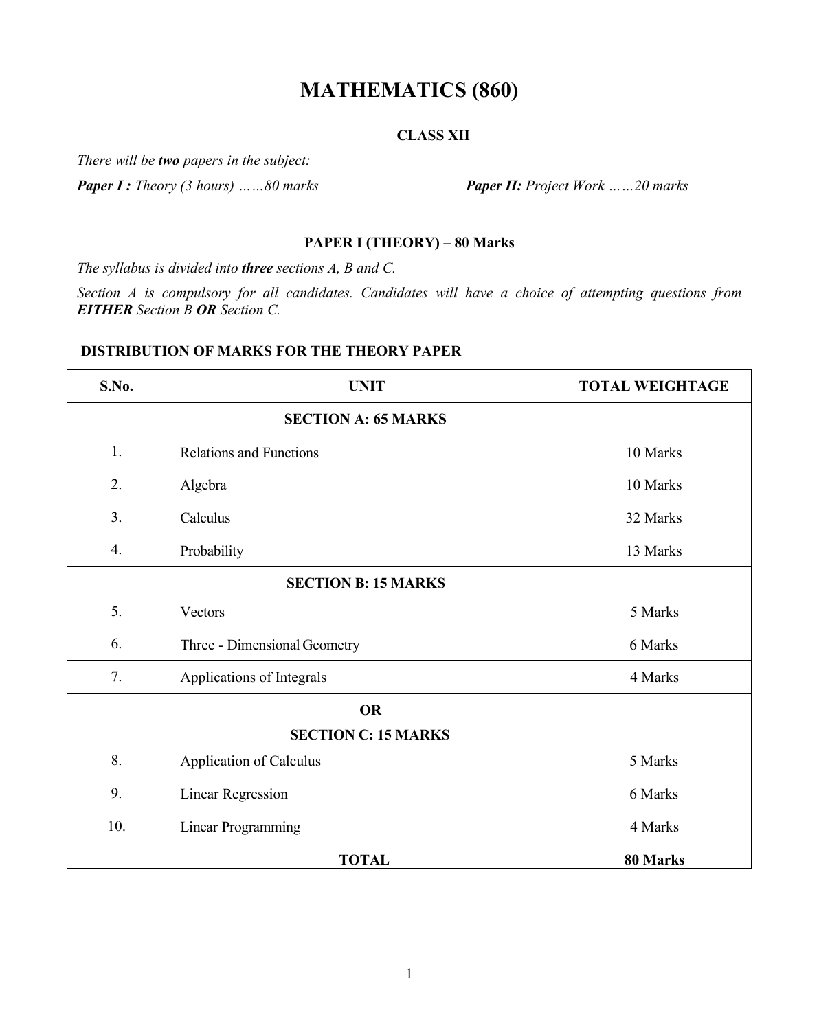# MATHEMATICS (860)

## CLASS XII

*There will be **two** papers in the subject:*

***Paper I :** Theory (3 hours) ……80 marks* ***Paper II:** Project Work ……20 marks*

### PAPER I (THEORY) – 80 Marks

*The syllabus is divided into **three** sections A, B and C.*

*Section A is compulsory for all candidates. Candidates will have a choice of attempting questions from **EITHER** Section B **OR** Section C.*

### DISTRIBUTION OF MARKS FOR THE THEORY PAPER

| S.No. | UNIT | TOTAL WEIGHTAGE |
|---|---|---|
| **SECTION A: 65 MARKS** | | |
| 1. | Relations and Functions | 10 Marks |
| 2. | Algebra | 10 Marks |
| 3. | Calculus | 32 Marks |
| 4. | Probability | 13 Marks |
| **SECTION B: 15 MARKS** | | |
| 5. | Vectors | 5 Marks |
| 6. | Three - Dimensional Geometry | 6 Marks |
| 7. | Applications of Integrals | 4 Marks |
| **OR** **SECTION C: 15 MARKS** | | |
| 8. | Application of Calculus | 5 Marks |
| 9. | Linear Regression | 6 Marks |
| 10. | Linear Programming | 4 Marks |
| **TOTAL** | | **80 Marks** |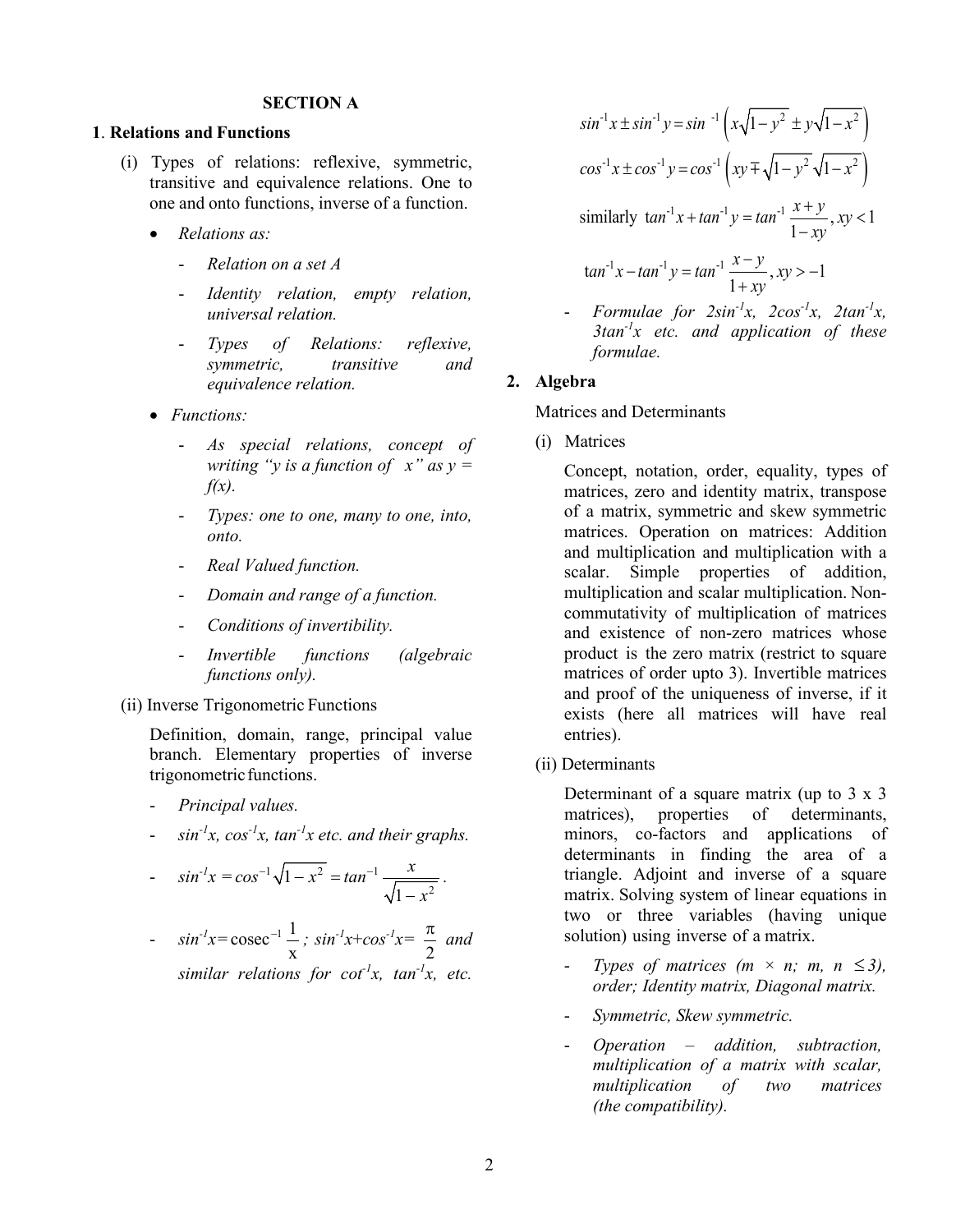## SECTION A

### 1. Relations and Functions

(i) Types of relations: reflexive, symmetric, transitive and equivalence relations. One to one and onto functions, inverse of a function.

- *Relations as:*
  - *Relation on a set A*
  - *Identity relation, empty relation, universal relation.*
  - *Types of Relations: reflexive, symmetric, transitive and equivalence relation.*
- *Functions:*
  - *As special relations, concept of writing "y is a function of x" as y = f(x).*
  - *Types: one to one, many to one, into, onto.*
  - *Real Valued function.*
  - *Domain and range of a function.*
  - *Conditions of invertibility.*
  - *Invertible functions (algebraic functions only).*

(ii) Inverse Trigonometric Functions

Definition, domain, range, principal value branch. Elementary properties of inverse trigonometric functions.

- *Principal values.*
- $sin^{-1}x$, $cos^{-1}x$, $tan^{-1}x$ *etc. and their graphs.*
- $sin^{-1}x = cos^{-1}\sqrt{1-x^2} = tan^{-1}\dfrac{x}{\sqrt{1-x^2}}$.
- $sin^{-1}x = \text{cosec}^{-1}\dfrac{1}{x}$ ; $sin^{-1}x + cos^{-1}x = \dfrac{\pi}{2}$ *and similar relations for* $cot^{-1}x$, $tan^{-1}x$, *etc.*

$$sin^{-1}x \pm sin^{-1}y = sin^{-1}\left(x\sqrt{1-y^2} \pm y\sqrt{1-x^2}\right)$$

$$cos^{-1}x \pm cos^{-1}y = cos^{-1}\left(xy \mp \sqrt{1-y^2}\sqrt{1-x^2}\right)$$

similarly $tan^{-1}x + tan^{-1}y = tan^{-1}\dfrac{x+y}{1-xy}, xy < 1$

$$tan^{-1}x - tan^{-1}y = tan^{-1}\frac{x-y}{1+xy}, xy > -1$$

- *Formulae for* $2sin^{-1}x$, $2cos^{-1}x$, $2tan^{-1}x$, $3tan^{-1}x$ *etc. and application of these formulae.*

### 2. Algebra

Matrices and Determinants

(i) Matrices

Concept, notation, order, equality, types of matrices, zero and identity matrix, transpose of a matrix, symmetric and skew symmetric matrices. Operation on matrices: Addition and multiplication and multiplication with a scalar. Simple properties of addition, multiplication and scalar multiplication. Non-commutativity of multiplication of matrices and existence of non-zero matrices whose product is the zero matrix (restrict to square matrices of order upto 3). Invertible matrices and proof of the uniqueness of inverse, if it exists (here all matrices will have real entries).

(ii) Determinants

Determinant of a square matrix (up to 3 x 3 matrices), properties of determinants, minors, co-factors and applications of determinants in finding the area of a triangle. Adjoint and inverse of a square matrix. Solving system of linear equations in two or three variables (having unique solution) using inverse of a matrix.

- *Types of matrices ($m \times n$; $m, n \leq 3$), order; Identity matrix, Diagonal matrix.*
- *Symmetric, Skew symmetric.*
- *Operation – addition, subtraction, multiplication of a matrix with scalar, multiplication of two matrices (the compatibility).*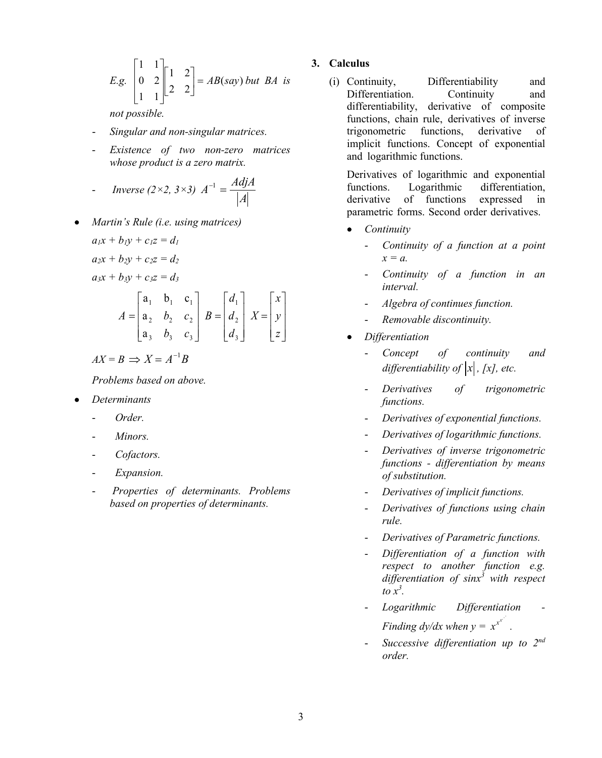*E.g.* $\begin{bmatrix} 1 & 1 \\ 0 & 2 \\ 1 & 1 \end{bmatrix} \begin{bmatrix} 1 & 2 \\ 2 & 2 \end{bmatrix} = AB(say)$ *but BA is not possible.*

- *Singular and non-singular matrices.*
- *Existence of two non-zero matrices whose product is a zero matrix.*
- *Inverse (2×2, 3×3)* $A^{-1} = \dfrac{AdjA}{|A|}$

- *Martin's Rule (i.e. using matrices)*

  $a_1x + b_1y + c_1z = d_1$

  $a_2x + b_2y + c_2z = d_2$

  $a_3x + b_3y + c_3z = d_3$

  $$A = \begin{bmatrix} a_1 & b_1 & c_1 \\ a_2 & b_2 & c_2 \\ a_3 & b_3 & c_3 \end{bmatrix} \quad B = \begin{bmatrix} d_1 \\ d_2 \\ d_3 \end{bmatrix} \quad X = \begin{bmatrix} x \\ y \\ z \end{bmatrix}$$

  $AX = B \Rightarrow X = A^{-1}B$

  *Problems based on above.*

- *Determinants*
  - *Order.*
  - *Minors.*
  - *Cofactors.*
  - *Expansion.*
  - *Properties of determinants. Problems based on properties of determinants.*

## 3. Calculus

(i) Continuity, Differentiability and Differentiation. Continuity and differentiability, derivative of composite functions, chain rule, derivatives of inverse trigonometric functions, derivative of implicit functions. Concept of exponential and logarithmic functions.

Derivatives of logarithmic and exponential functions. Logarithmic differentiation, derivative of functions expressed in parametric forms. Second order derivatives.

- *Continuity*
  - *Continuity of a function at a point x = a.*
  - *Continuity of a function in an interval.*
  - *Algebra of continues function.*
  - *Removable discontinuity.*
- *Differentiation*
  - *Concept of continuity and differentiability of* $|x|$*, [x], etc.*
  - *Derivatives of trigonometric functions.*
  - *Derivatives of exponential functions.*
  - *Derivatives of logarithmic functions.*
  - *Derivatives of inverse trigonometric functions - differentiation by means of substitution.*
  - *Derivatives of implicit functions.*
  - *Derivatives of functions using chain rule.*
  - *Derivatives of Parametric functions.*
  - *Differentiation of a function with respect to another function e.g. differentiation of* $\sin x^3$ *with respect to* $x^3$.
  - *Logarithmic Differentiation - Finding dy/dx when* $y = x^{x^{x^{\cdots}}}$.
  - *Successive differentiation up to 2nd order.*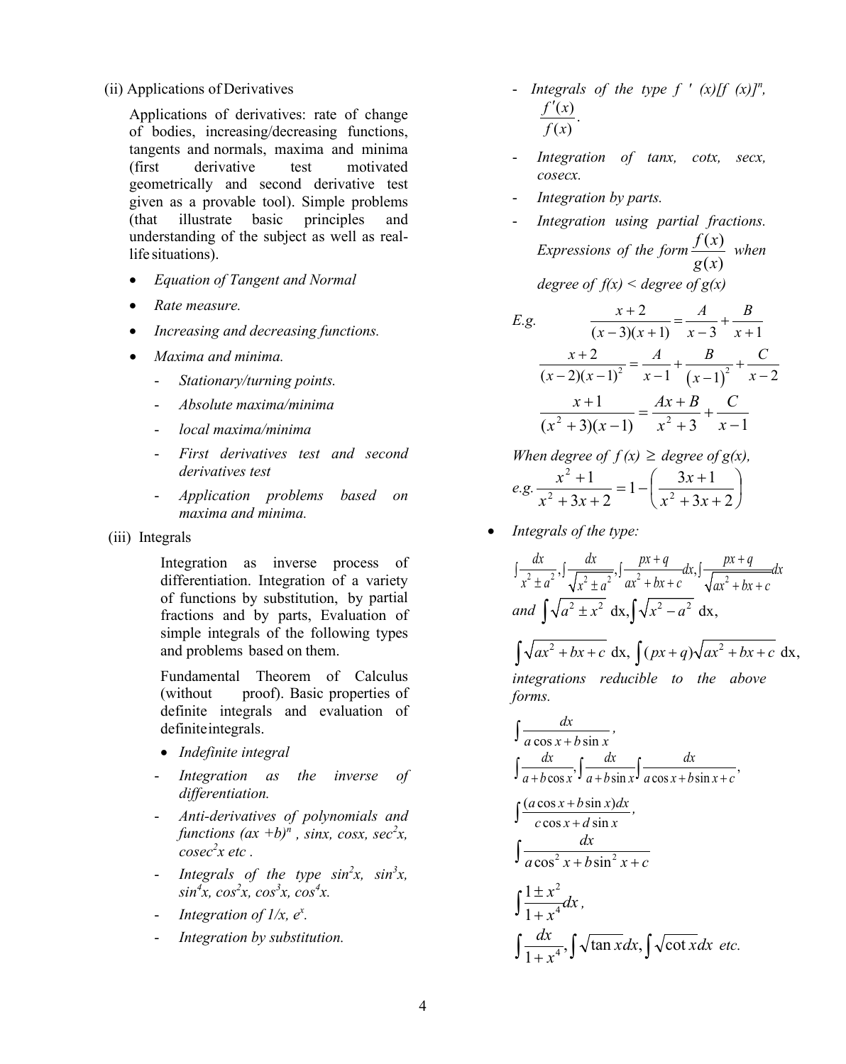(ii) Applications of Derivatives

Applications of derivatives: rate of change of bodies, increasing/decreasing functions, tangents and normals, maxima and minima (first derivative test motivated geometrically and second derivative test given as a provable tool). Simple problems (that illustrate basic principles and understanding of the subject as well as real-life situations).

- *Equation of Tangent and Normal*
- *Rate measure.*
- *Increasing and decreasing functions.*
- *Maxima and minima.*
  - *Stationary/turning points.*
  - *Absolute maxima/minima*
  - *local maxima/minima*
  - *First derivatives test and second derivatives test*
  - *Application problems based on maxima and minima.*

(iii) Integrals

Integration as inverse process of differentiation. Integration of a variety of functions by substitution, by partial fractions and by parts, Evaluation of simple integrals of the following types and problems based on them.

Fundamental Theorem of Calculus (without proof). Basic properties of definite integrals and evaluation of definite integrals.

- *Indefinite integral*
  - *Integration as the inverse of differentiation.*
  - *Anti-derivatives of polynomials and functions $(ax+b)^n$, sinx, cosx, $sec^2x$, $cosec^2x$ etc .*
  - *Integrals of the type $sin^2x$, $sin^3x$, $sin^4x$, $cos^2x$, $cos^3x$, $cos^4x$.*
  - *Integration of $1/x$, $e^x$.*
  - *Integration by substitution.*
  - *Integrals of the type $f'(x)[f(x)]^n$, $\frac{f'(x)}{f(x)}$.*
  - *Integration of tanx, cotx, secx, cosecx.*
  - *Integration by parts.*
  - *Integration using partial fractions. Expressions of the form $\frac{f(x)}{g(x)}$ when degree of f(x) < degree of g(x)*

*E.g.* $$\frac{x+2}{(x-3)(x+1)} = \frac{A}{x-3} + \frac{B}{x+1}$$

$$\frac{x+2}{(x-2)(x-1)^2} = \frac{A}{x-1} + \frac{B}{(x-1)^2} + \frac{C}{x-2}$$

$$\frac{x+1}{(x^2+3)(x-1)} = \frac{Ax+B}{x^2+3} + \frac{C}{x-1}$$

*When degree of $f(x) \geq$ degree of g(x),*

*e.g.* $$\frac{x^2+1}{x^2+3x+2} = 1 - \left(\frac{3x+1}{x^2+3x+2}\right)$$

- *Integrals of the type:*

$$\int\frac{dx}{x^2 \pm a^2}, \int\frac{dx}{\sqrt{x^2 \pm a^2}}, \int\frac{px+q}{ax^2+bx+c}dx, \int\frac{px+q}{\sqrt{ax^2+bx+c}}dx$$

*and* $\int\sqrt{a^2 \pm x^2}\,dx, \int\sqrt{x^2 - a^2}\,dx,$

$$\int\sqrt{ax^2+bx+c}\,dx, \int(px+q)\sqrt{ax^2+bx+c}\,dx,$$

*integrations reducible to the above forms.*

$$\int\frac{dx}{a\cos x + b\sin x},$$

$$\int\frac{dx}{a+b\cos x}, \int\frac{dx}{a+b\sin x} \int\frac{dx}{a\cos x + b\sin x + c},$$

$$\int\frac{(a\cos x + b\sin x)dx}{c\cos x + d\sin x},$$

$$\int\frac{dx}{a\cos^2 x + b\sin^2 x + c}$$

$$\int\frac{1 \pm x^2}{1+x^4}dx,$$

$$\int\frac{dx}{1+x^4}, \int\sqrt{\tan x}\,dx, \int\sqrt{\cot x}\,dx \text{ etc.}$$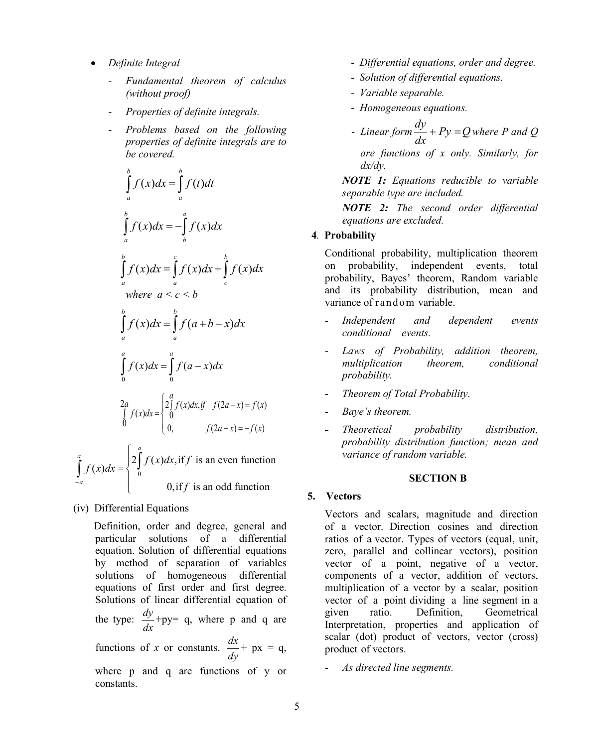- *Definite Integral*
  - *Fundamental theorem of calculus (without proof)*
  - *Properties of definite integrals.*
  - *Problems based on the following properties of definite integrals are to be covered.*

$$\int_a^b f(x)dx = \int_a^b f(t)dt$$

$$\int_a^b f(x)dx = -\int_b^a f(x)dx$$

$$\int_a^b f(x)dx = \int_a^c f(x)dx + \int_c^b f(x)dx$$

*where* $a < c < b$

$$\int_a^b f(x)dx = \int_a^b f(a+b-x)dx$$

$$\int_0^a f(x)dx = \int_0^a f(a-x)dx$$

$$\int_0^{2a} f(x)dx = \begin{cases} 2\int_0^a f(x)dx, if & f(2a-x) = f(x) \\ 0, & f(2a-x) = -f(x) \end{cases}$$

$$\int_{-a}^{a} f(x)dx = \begin{cases} 2\int_0^a f(x)dx, \text{if } f \text{ is an even function} \\ 0, \text{if } f \text{ is an odd function} \end{cases}$$

(iv) Differential Equations

Definition, order and degree, general and particular solutions of a differential equation. Solution of differential equations by method of separation of variables solutions of homogeneous differential equations of first order and first degree. Solutions of linear differential equation of the type: $\frac{dy}{dx}$+py= q, where p and q are functions of *x* or constants. $\frac{dx}{dy}$+ px = q, where p and q are functions of y or constants.

- *Differential equations, order and degree.*
- *Solution of differential equations.*
- *Variable separable.*
- *Homogeneous equations.*
- *Linear form* $\frac{dy}{dx} + Py = Q$ *where P and Q are functions of x only. Similarly, for dx/dy.*

***NOTE 1:*** *Equations reducible to variable separable type are included.*

***NOTE 2:*** *The second order differential equations are excluded.*

**4. Probability**

Conditional probability, multiplication theorem on probability, independent events, total probability, Bayes' theorem, Random variable and its probability distribution, mean and variance of random variable.

- *Independent and dependent events conditional events.*
- *Laws of Probability, addition theorem, multiplication theorem, conditional probability.*
- *Theorem of Total Probability.*
- *Baye's theorem.*
- *Theoretical probability distribution, probability distribution function; mean and variance of random variable.*

## SECTION B

**5. Vectors**

Vectors and scalars, magnitude and direction of a vector. Direction cosines and direction ratios of a vector. Types of vectors (equal, unit, zero, parallel and collinear vectors), position vector of a point, negative of a vector, components of a vector, addition of vectors, multiplication of a vector by a scalar, position vector of a point dividing a line segment in a given ratio. Definition, Geometrical Interpretation, properties and application of scalar (dot) product of vectors, vector (cross) product of vectors.

- *As directed line segments.*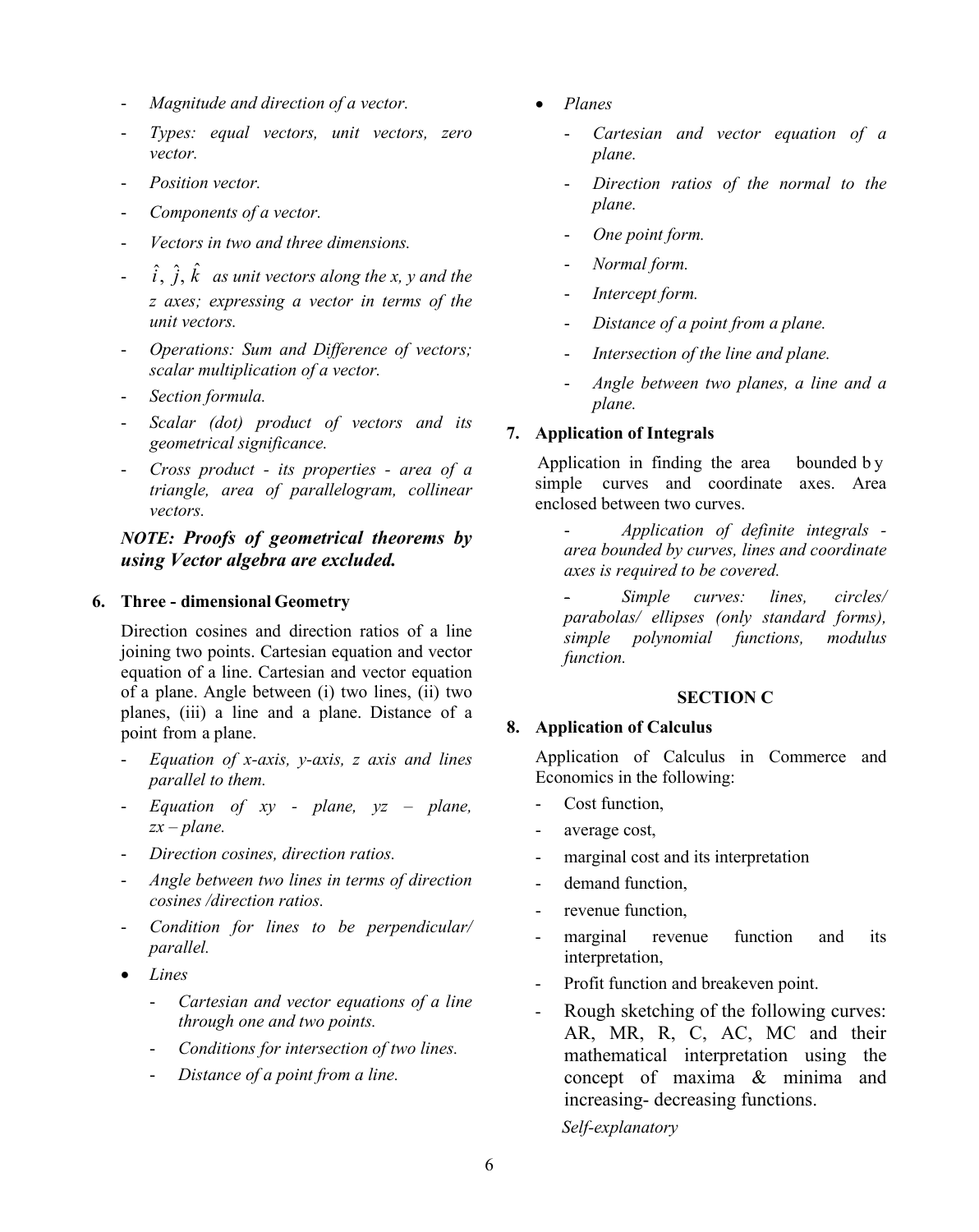- *Magnitude and direction of a vector.*
- *Types: equal vectors, unit vectors, zero vector.*
- *Position vector.*
- *Components of a vector.*
- *Vectors in two and three dimensions.*
- $\hat{i}, \hat{j}, \hat{k}$ *as unit vectors along the x, y and the z axes; expressing a vector in terms of the unit vectors.*
- *Operations: Sum and Difference of vectors; scalar multiplication of a vector.*
- *Section formula.*
- *Scalar (dot) product of vectors and its geometrical significance.*
- *Cross product - its properties - area of a triangle, area of parallelogram, collinear vectors.*

***NOTE: Proofs of geometrical theorems by using Vector algebra are excluded.***

**6. Three - dimensional Geometry**

Direction cosines and direction ratios of a line joining two points. Cartesian equation and vector equation of a line. Cartesian and vector equation of a plane. Angle between (i) two lines, (ii) two planes, (iii) a line and a plane. Distance of a point from a plane.

- *Equation of x-axis, y-axis, z axis and lines parallel to them.*
- *Equation of xy - plane, yz – plane, zx – plane.*
- *Direction cosines, direction ratios.*
- *Angle between two lines in terms of direction cosines /direction ratios.*
- *Condition for lines to be perpendicular/ parallel.*
- *Lines*
  - *Cartesian and vector equations of a line through one and two points.*
  - *Conditions for intersection of two lines.*
  - *Distance of a point from a line.*
- *Planes*
  - *Cartesian and vector equation of a plane.*
  - *Direction ratios of the normal to the plane.*
  - *One point form.*
  - *Normal form.*
  - *Intercept form.*
  - *Distance of a point from a plane.*
  - *Intersection of the line and plane.*
  - *Angle between two planes, a line and a plane.*

**7. Application of Integrals**

Application in finding the area bounded by simple curves and coordinate axes. Area enclosed between two curves.

- *Application of definite integrals - area bounded by curves, lines and coordinate axes is required to be covered.*
- *Simple curves: lines, circles/ parabolas/ ellipses (only standard forms), simple polynomial functions, modulus function.*

**SECTION C**

**8. Application of Calculus**

Application of Calculus in Commerce and Economics in the following:

- Cost function,
- average cost,
- marginal cost and its interpretation
- demand function,
- revenue function,
- marginal revenue function and its interpretation,
- Profit function and breakeven point.
- Rough sketching of the following curves: AR, MR, R, C, AC, MC and their mathematical interpretation using the concept of maxima & minima and increasing- decreasing functions.

*Self-explanatory*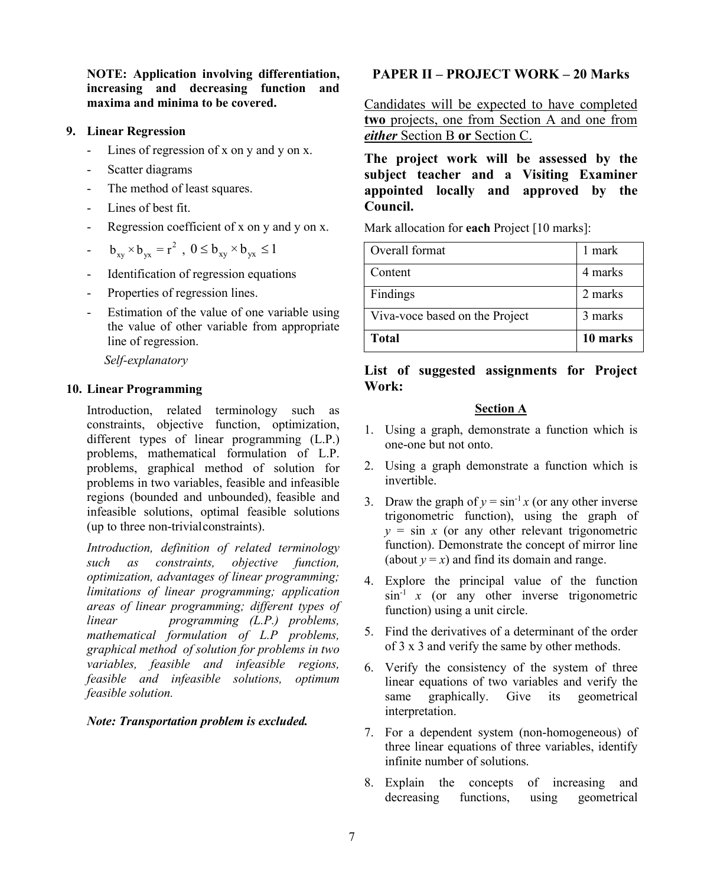**NOTE: Application involving differentiation, increasing and decreasing function and maxima and minima to be covered.**

**9. Linear Regression**

- Lines of regression of x on y and y on x.
- Scatter diagrams
- The method of least squares.
- Lines of best fit.
- Regression coefficient of x on y and y on x.
- $b_{xy} \times b_{yx} = r^2$ , $0 \le b_{xy} \times b_{yx} \le 1$
- Identification of regression equations
- Properties of regression lines.
- Estimation of the value of one variable using the value of other variable from appropriate line of regression.

*Self-explanatory*

**10. Linear Programming**

Introduction, related terminology such as constraints, objective function, optimization, different types of linear programming (L.P.) problems, mathematical formulation of L.P. problems, graphical method of solution for problems in two variables, feasible and infeasible regions (bounded and unbounded), feasible and infeasible solutions, optimal feasible solutions (up to three non-trivial constraints).

*Introduction, definition of related terminology such as constraints, objective function, optimization, advantages of linear programming; limitations of linear programming; application areas of linear programming; different types of linear programming (L.P.) problems, mathematical formulation of L.P problems, graphical method of solution for problems in two variables, feasible and infeasible regions, feasible and infeasible solutions, optimum feasible solution.*

***Note: Transportation problem is excluded.***

## PAPER II – PROJECT WORK – 20 Marks

Candidates will be expected to have completed **two** projects, one from Section A and one from ***either*** Section B **or** Section C.

**The project work will be assessed by the subject teacher and a Visiting Examiner appointed locally and approved by the Council.**

Mark allocation for **each** Project [10 marks]:

| | |
|---|---|
| Overall format | 1 mark |
| Content | 4 marks |
| Findings | 2 marks |
| Viva-voce based on the Project | 3 marks |
| **Total** | **10 marks** |

**List of suggested assignments for Project Work:**

**Section A**

1. Using a graph, demonstrate a function which is one-one but not onto.
2. Using a graph demonstrate a function which is invertible.
3. Draw the graph of $y = \sin^{-1} x$ (or any other inverse trigonometric function), using the graph of $y = \sin x$ (or any other relevant trigonometric function). Demonstrate the concept of mirror line (about $y = x$) and find its domain and range.
4. Explore the principal value of the function $\sin^{-1} x$ (or any other inverse trigonometric function) using a unit circle.
5. Find the derivatives of a determinant of the order of 3 x 3 and verify the same by other methods.
6. Verify the consistency of the system of three linear equations of two variables and verify the same graphically. Give its geometrical interpretation.
7. For a dependent system (non-homogeneous) of three linear equations of three variables, identify infinite number of solutions.
8. Explain the concepts of increasing and decreasing functions, using geometrical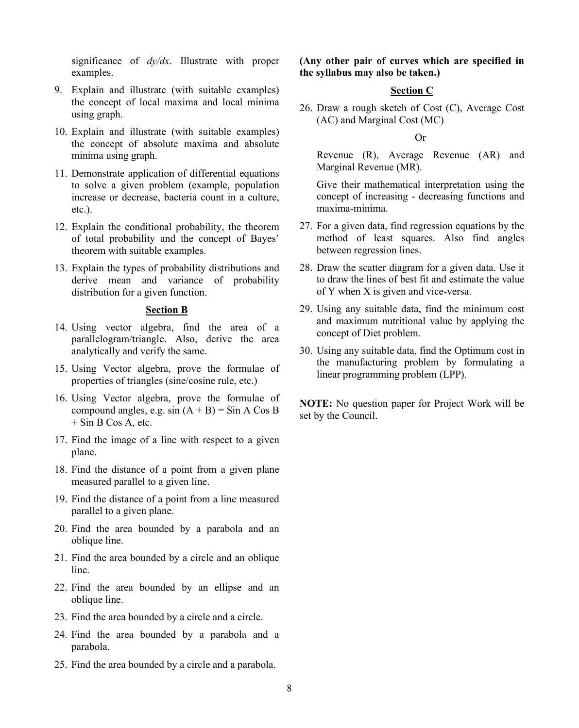significance of *dy/dx*. Illustrate with proper examples.

9. Explain and illustrate (with suitable examples) the concept of local maxima and local minima using graph.

10. Explain and illustrate (with suitable examples) the concept of absolute maxima and absolute minima using graph.

11. Demonstrate application of differential equations to solve a given problem (example, population increase or decrease, bacteria count in a culture, etc.).

12. Explain the conditional probability, the theorem of total probability and the concept of Bayes' theorem with suitable examples.

13. Explain the types of probability distributions and derive mean and variance of probability distribution for a given function.

## Section B

14. Using vector algebra, find the area of a parallelogram/triangle. Also, derive the area analytically and verify the same.

15. Using Vector algebra, prove the formulae of properties of triangles (sine/cosine rule, etc.)

16. Using Vector algebra, prove the formulae of compound angles, e.g. sin (A + B) = Sin A Cos B + Sin B Cos A, etc.

17. Find the image of a line with respect to a given plane.

18. Find the distance of a point from a given plane measured parallel to a given line.

19. Find the distance of a point from a line measured parallel to a given plane.

20. Find the area bounded by a parabola and an oblique line.

21. Find the area bounded by a circle and an oblique line.

22. Find the area bounded by an ellipse and an oblique line.

23. Find the area bounded by a circle and a circle.

24. Find the area bounded by a parabola and a parabola.

25. Find the area bounded by a circle and a parabola.

**(Any other pair of curves which are specified in the syllabus may also be taken.)**

## Section C

26. Draw a rough sketch of Cost (C), Average Cost (AC) and Marginal Cost (MC)

    Or

    Revenue (R), Average Revenue (AR) and Marginal Revenue (MR).

    Give their mathematical interpretation using the concept of increasing - decreasing functions and maxima-minima.

27. For a given data, find regression equations by the method of least squares. Also find angles between regression lines.

28. Draw the scatter diagram for a given data. Use it to draw the lines of best fit and estimate the value of Y when X is given and vice-versa.

29. Using any suitable data, find the minimum cost and maximum nutritional value by applying the concept of Diet problem.

30. Using any suitable data, find the Optimum cost in the manufacturing problem by formulating a linear programming problem (LPP).

**NOTE:** No question paper for Project Work will be set by the Council.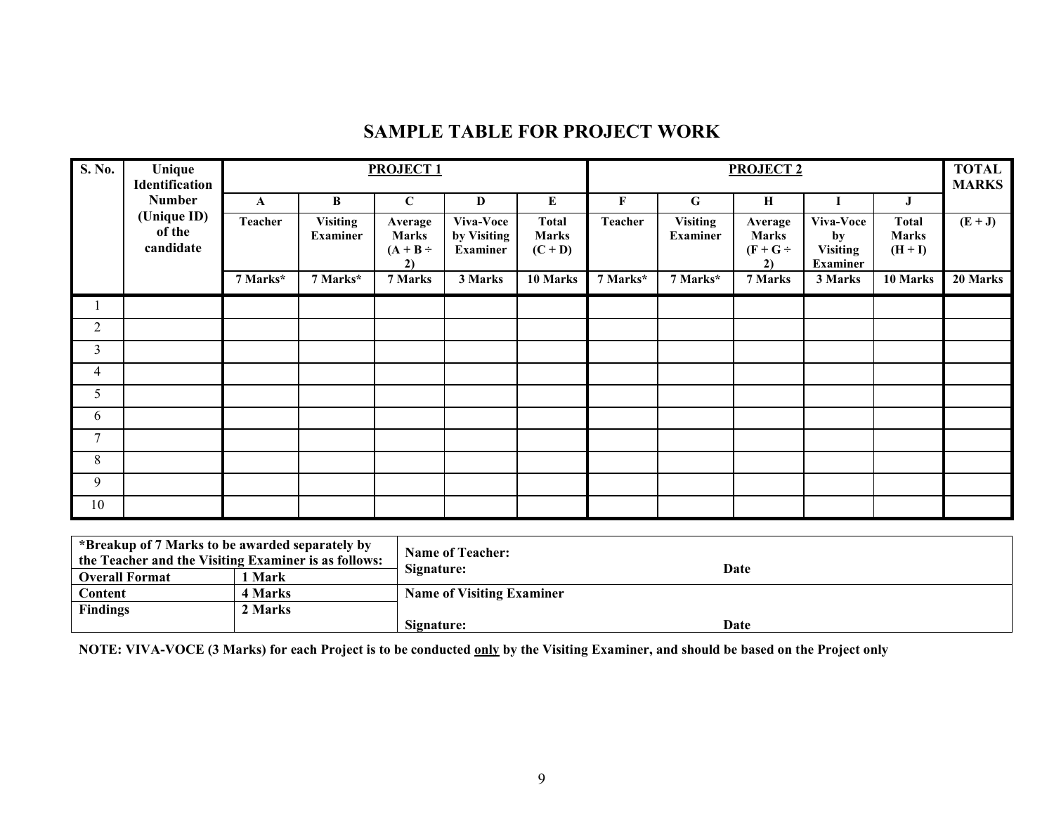# SAMPLE TABLE FOR PROJECT WORK

| S. No. | Unique Identification Number (Unique ID) of the candidate | PROJECT 1 | | | | | PROJECT 2 | | | | | TOTAL MARKS |
|---|---|---|---|---|---|---|---|---|---|---|---|---|
| | | A | B | C | D | E | F | G | H | I | J | |
| | | Teacher | Visiting Examiner | Average Marks (A + B ÷ 2) | Viva-Voce by Visiting Examiner | Total Marks (C + D) | Teacher | Visiting Examiner | Average Marks (F + G ÷ 2) | Viva-Voce by Visiting Examiner | Total Marks (H + I) | (E + J) |
| | | 7 Marks* | 7 Marks* | 7 Marks | 3 Marks | 10 Marks | 7 Marks* | 7 Marks* | 7 Marks | 3 Marks | 10 Marks | 20 Marks |
| 1 | | | | | | | | | | | | |
| 2 | | | | | | | | | | | | |
| 3 | | | | | | | | | | | | |
| 4 | | | | | | | | | | | | |
| 5 | | | | | | | | | | | | |
| 6 | | | | | | | | | | | | |
| 7 | | | | | | | | | | | | |
| 8 | | | | | | | | | | | | |
| 9 | | | | | | | | | | | | |
| 10 | | | | | | | | | | | | |

| **\*Breakup of 7 Marks to be awarded separately by the Teacher and the Visiting Examiner is as follows:** | | **Name of Teacher:** **Signature:** **Date** |
|---|---|---|
| **Overall Format** | **1 Mark** | |
| **Content** | **4 Marks** | **Name of Visiting Examiner** |
| **Findings** | **2 Marks** | **Signature:** **Date** |

**NOTE: VIVA-VOCE (3 Marks) for each Project is to be conducted only by the Visiting Examiner, and should be based on the Project only**